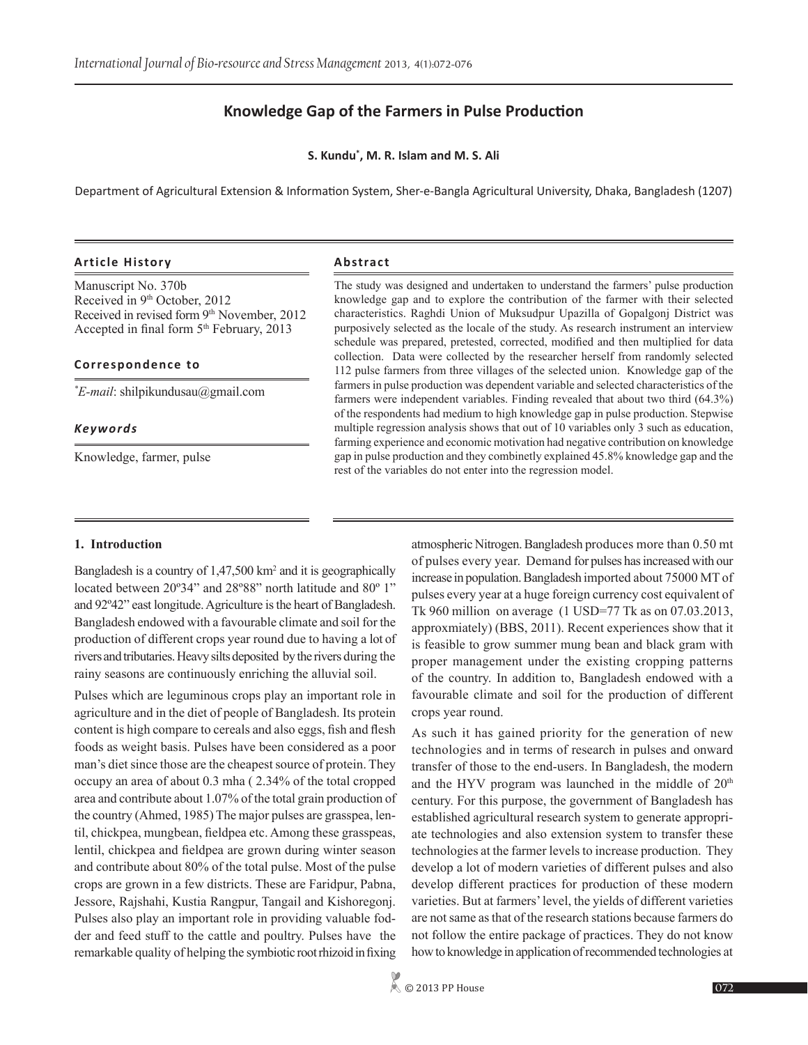# Knowledge Gap of the Farmers in Pulse Production

**S. Kundu*, M. R. Islam and M. S. Ali**

Department of Agricultural Extension & Information System, Sher-e-Bangla Agricultural University, Dhaka, Bangladesh (1207)

**Article History**

Manuscript No. 370b
Received in 9th October, 2012
Received in revised form 9th November, 2012
Accepted in final form 5th February, 2013

**Correspondence to**

**E-mail*: shilpikundusau@gmail.com

***Keywords***

Knowledge, farmer, pulse

**Abstract**

The study was designed and undertaken to understand the farmers' pulse production knowledge gap and to explore the contribution of the farmer with their selected characteristics. Raghdi Union of Muksudpur Upazilla of Gopalgonj District was purposively selected as the locale of the study. As research instrument an interview schedule was prepared, pretested, corrected, modified and then multiplied for data collection. Data were collected by the researcher herself from randomly selected 112 pulse farmers from three villages of the selected union. Knowledge gap of the farmers in pulse production was dependent variable and selected characteristics of the farmers were independent variables. Finding revealed that about two third (64.3%) of the respondents had medium to high knowledge gap in pulse production. Stepwise multiple regression analysis shows that out of 10 variables only 3 such as education, farming experience and economic motivation had negative contribution on knowledge gap in pulse production and they combinetly explained 45.8% knowledge gap and the rest of the variables do not enter into the regression model.

## 1. Introduction

Bangladesh is a country of 1,47,500 km$^2$ and it is geographically located between 20º34" and 28º88" north latitude and 80º 1" and 92º42" east longitude. Agriculture is the heart of Bangladesh. Bangladesh endowed with a favourable climate and soil for the production of different crops year round due to having a lot of rivers and tributaries. Heavy silts deposited by the rivers during the rainy seasons are continuously enriching the alluvial soil.

Pulses which are leguminous crops play an important role in agriculture and in the diet of people of Bangladesh. Its protein content is high compare to cereals and also eggs, fish and flesh foods as weight basis. Pulses have been considered as a poor man's diet since those are the cheapest source of protein. They occupy an area of about 0.3 mha ( 2.34% of the total cropped area and contribute about 1.07% of the total grain production of the country (Ahmed, 1985) The major pulses are grasspea, lentil, chickpea, mungbean, fieldpea etc. Among these grasspeas, lentil, chickpea and fieldpea are grown during winter season and contribute about 80% of the total pulse. Most of the pulse crops are grown in a few districts. These are Faridpur, Pabna, Jessore, Rajshahi, Kustia Rangpur, Tangail and Kishoregonj. Pulses also play an important role in providing valuable fodder and feed stuff to the cattle and poultry. Pulses have the remarkable quality of helping the symbiotic root rhizoid in fixing atmospheric Nitrogen. Bangladesh produces more than 0.50 mt of pulses every year. Demand for pulses has increased with our increase in population. Bangladesh imported about 75000 MT of pulses every year at a huge foreign currency cost equivalent of Tk 960 million on average (1 USD=77 Tk as on 07.03.2013, approxmiately) (BBS, 2011). Recent experiences show that it is feasible to grow summer mung bean and black gram with proper management under the existing cropping patterns of the country. In addition to, Bangladesh endowed with a favourable climate and soil for the production of different crops year round.

As such it has gained priority for the generation of new technologies and in terms of research in pulses and onward transfer of those to the end-users. In Bangladesh, the modern and the HYV program was launched in the middle of 20th century. For this purpose, the government of Bangladesh has established agricultural research system to generate appropriate technologies and also extension system to transfer these technologies at the farmer levels to increase production. They develop a lot of modern varieties of different pulses and also develop different practices for production of these modern varieties. But at farmers' level, the yields of different varieties are not same as that of the research stations because farmers do not follow the entire package of practices. They do not know how to knowledge in application of recommended technologies at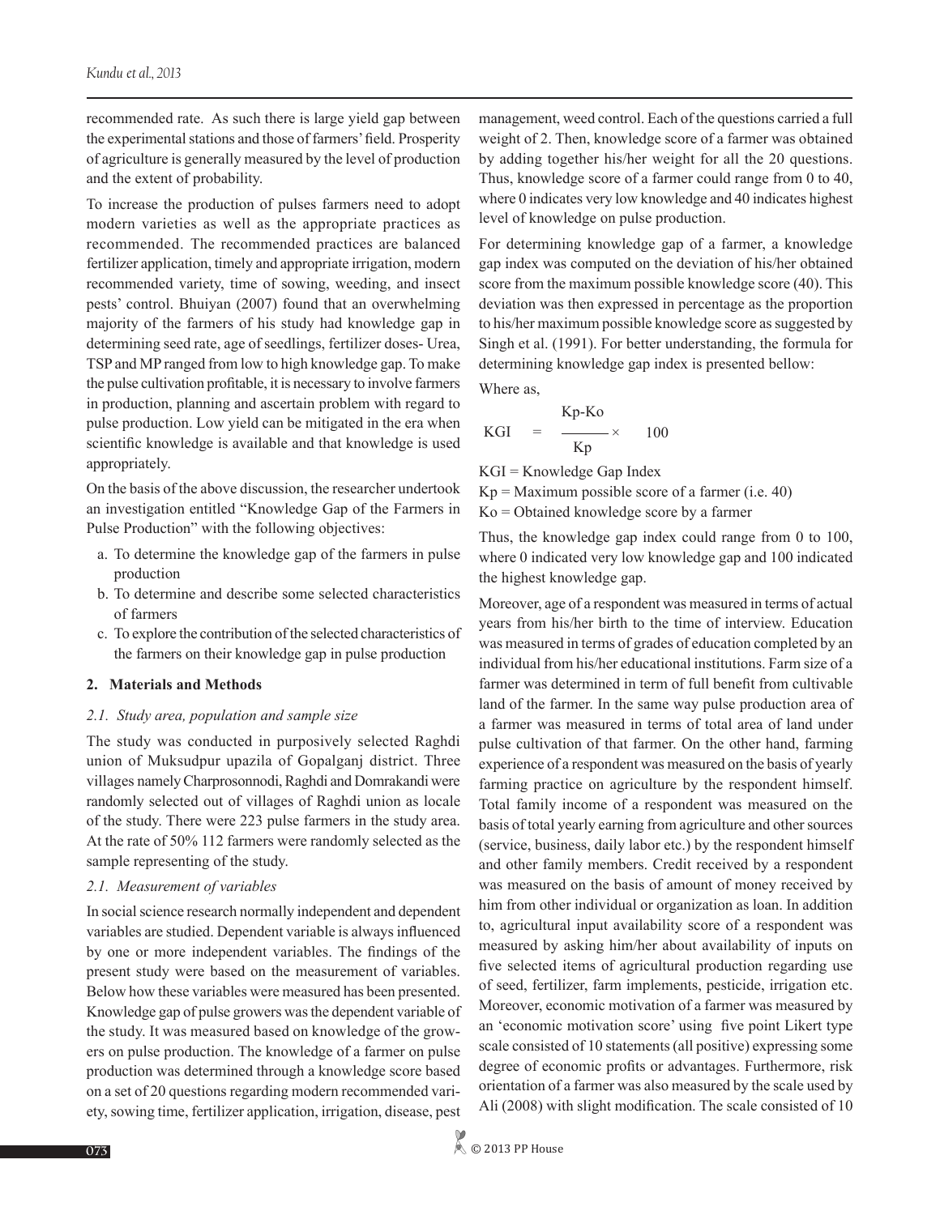recommended rate. As such there is large yield gap between the experimental stations and those of farmers' field. Prosperity of agriculture is generally measured by the level of production and the extent of probability.

To increase the production of pulses farmers need to adopt modern varieties as well as the appropriate practices as recommended. The recommended practices are balanced fertilizer application, timely and appropriate irrigation, modern recommended variety, time of sowing, weeding, and insect pests' control. Bhuiyan (2007) found that an overwhelming majority of the farmers of his study had knowledge gap in determining seed rate, age of seedlings, fertilizer doses- Urea, TSP and MP ranged from low to high knowledge gap. To make the pulse cultivation profitable, it is necessary to involve farmers in production, planning and ascertain problem with regard to pulse production. Low yield can be mitigated in the era when scientific knowledge is available and that knowledge is used appropriately.

On the basis of the above discussion, the researcher undertook an investigation entitled "Knowledge Gap of the Farmers in Pulse Production" with the following objectives:

a. To determine the knowledge gap of the farmers in pulse production
b. To determine and describe some selected characteristics of farmers
c. To explore the contribution of the selected characteristics of the farmers on their knowledge gap in pulse production

## 2. Materials and Methods

### *2.1. Study area, population and sample size*

The study was conducted in purposively selected Raghdi union of Muksudpur upazila of Gopalganj district. Three villages namely Charprosonnodi, Raghdi and Domrakandi were randomly selected out of villages of Raghdi union as locale of the study. There were 223 pulse farmers in the study area. At the rate of 50% 112 farmers were randomly selected as the sample representing of the study.

### *2.1. Measurement of variables*

In social science research normally independent and dependent variables are studied. Dependent variable is always influenced by one or more independent variables. The findings of the present study were based on the measurement of variables. Below how these variables were measured has been presented. Knowledge gap of pulse growers was the dependent variable of the study. It was measured based on knowledge of the growers on pulse production. The knowledge of a farmer on pulse production was determined through a knowledge score based on a set of 20 questions regarding modern recommended variety, sowing time, fertilizer application, irrigation, disease, pest management, weed control. Each of the questions carried a full weight of 2. Then, knowledge score of a farmer was obtained by adding together his/her weight for all the 20 questions. Thus, knowledge score of a farmer could range from 0 to 40, where 0 indicates very low knowledge and 40 indicates highest level of knowledge on pulse production.

For determining knowledge gap of a farmer, a knowledge gap index was computed on the deviation of his/her obtained score from the maximum possible knowledge score (40). This deviation was then expressed in percentage as the proportion to his/her maximum possible knowledge score as suggested by Singh et al. (1991). For better understanding, the formula for determining knowledge gap index is presented bellow:

Where as,

$$KGI = \frac{Kp - Ko}{Kp} \times 100$$

KGI = Knowledge Gap Index

Kp = Maximum possible score of a farmer (i.e. 40)

Ko = Obtained knowledge score by a farmer

Thus, the knowledge gap index could range from 0 to 100, where 0 indicated very low knowledge gap and 100 indicated the highest knowledge gap.

Moreover, age of a respondent was measured in terms of actual years from his/her birth to the time of interview. Education was measured in terms of grades of education completed by an individual from his/her educational institutions. Farm size of a farmer was determined in term of full benefit from cultivable land of the farmer. In the same way pulse production area of a farmer was measured in terms of total area of land under pulse cultivation of that farmer. On the other hand, farming experience of a respondent was measured on the basis of yearly farming practice on agriculture by the respondent himself. Total family income of a respondent was measured on the basis of total yearly earning from agriculture and other sources (service, business, daily labor etc.) by the respondent himself and other family members. Credit received by a respondent was measured on the basis of amount of money received by him from other individual or organization as loan. In addition to, agricultural input availability score of a respondent was measured by asking him/her about availability of inputs on five selected items of agricultural production regarding use of seed, fertilizer, farm implements, pesticide, irrigation etc. Moreover, economic motivation of a farmer was measured by an 'economic motivation score' using five point Likert type scale consisted of 10 statements (all positive) expressing some degree of economic profits or advantages. Furthermore, risk orientation of a farmer was also measured by the scale used by Ali (2008) with slight modification. The scale consisted of 10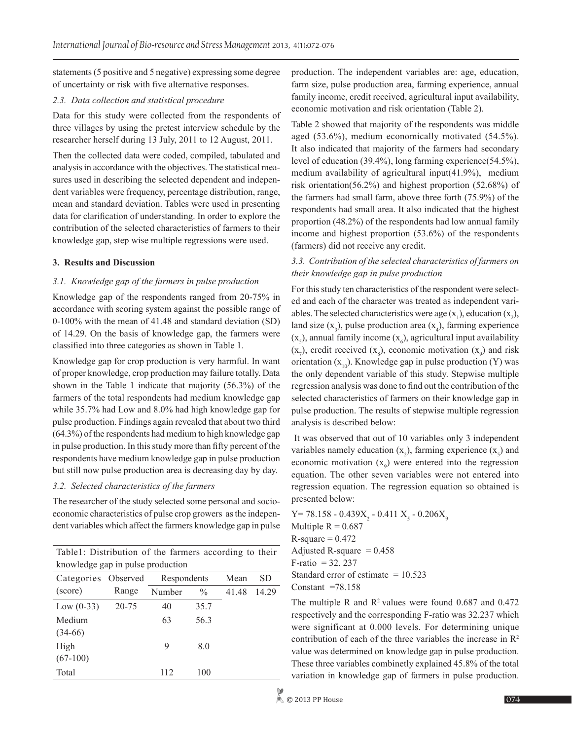statements (5 positive and 5 negative) expressing some degree of uncertainty or risk with five alternative responses.

### *2.3. Data collection and statistical procedure*

Data for this study were collected from the respondents of three villages by using the pretest interview schedule by the researcher herself during 13 July, 2011 to 12 August, 2011.

Then the collected data were coded, compiled, tabulated and analysis in accordance with the objectives. The statistical measures used in describing the selected dependent and independent variables were frequency, percentage distribution, range, mean and standard deviation. Tables were used in presenting data for clarification of understanding. In order to explore the contribution of the selected characteristics of farmers to their knowledge gap, step wise multiple regressions were used.

## **3. Results and Discussion**

### *3.1. Knowledge gap of the farmers in pulse production*

Knowledge gap of the respondents ranged from 20-75% in accordance with scoring system against the possible range of 0-100% with the mean of 41.48 and standard deviation (SD) of 14.29. On the basis of knowledge gap, the farmers were classified into three categories as shown in Table 1.

Knowledge gap for crop production is very harmful. In want of proper knowledge, crop production may failure totally. Data shown in the Table 1 indicate that majority (56.3%) of the farmers of the total respondents had medium knowledge gap while 35.7% had Low and 8.0% had high knowledge gap for pulse production. Findings again revealed that about two third (64.3%) of the respondents had medium to high knowledge gap in pulse production. In this study more than fifty percent of the respondents have medium knowledge gap in pulse production but still now pulse production area is decreasing day by day.

### *3.2. Selected characteristics of the farmers*

The researcher of the study selected some personal and socio-economic characteristics of pulse crop growers as the independent variables which affect the farmers knowledge gap in pulse production. The independent variables are: age, education, farm size, pulse production area, farming experience, annual family income, credit received, agricultural input availability, economic motivation and risk orientation (Table 2).

Table 1: Distribution of the farmers according to their knowledge gap in pulse production

| Categories (score) | Observed Range | Respondents | | Mean | SD |
|---|---|---|---|---|---|
| | | Number | % | 41.48 | 14.29 |
| Low (0-33) | 20-75 | 40 | 35.7 | | |
| Medium (34-66) | | 63 | 56.3 | | |
| High (67-100) | | 9 | 8.0 | | |
| Total | | 112 | 100 | | |

Table 2 showed that majority of the respondents was middle aged (53.6%), medium economically motivated (54.5%). It also indicated that majority of the farmers had secondary level of education (39.4%), long farming experience(54.5%), medium availability of agricultural input(41.9%), medium risk orientation(56.2%) and highest proportion (52.68%) of the farmers had small farm, above three forth (75.9%) of the respondents had small area. It also indicated that the highest proportion (48.2%) of the respondents had low annual family income and highest proportion (53.6%) of the respondents (farmers) did not receive any credit.

### *3.3. Contribution of the selected characteristics of farmers on their knowledge gap in pulse production*

For this study ten characteristics of the respondent were selected and each of the character was treated as independent variables. The selected characteristics were age ($x_1$), education ($x_2$), land size ($x_3$), pulse production area ($x_4$), farming experience ($x_5$), annual family income ($x_6$), agricultural input availability ($x_7$), credit received ($x_8$), economic motivation ($x_9$) and risk orientation ($x_{10}$). Knowledge gap in pulse production (Y) was the only dependent variable of this study. Stepwise multiple regression analysis was done to find out the contribution of the selected characteristics of farmers on their knowledge gap in pulse production. The results of stepwise multiple regression analysis is described below:

It was observed that out of 10 variables only 3 independent variables namely education ($x_2$), farming experience ($x_5$) and economic motivation ($x_9$) were entered into the regression equation. The other seven variables were not entered into regression equation. The regression equation so obtained is presented below:

$Y = 78.158 - 0.439X_2 - 0.411\,X_5 - 0.206X_9$  
Multiple R = 0.687  
R-square = 0.472  
Adjusted R-square = 0.458  
F-ratio = 32. 237  
Standard error of estimate = 10.523  
Constant =78.158

The multiple R and $R^2$ values were found 0.687 and 0.472 respectively and the corresponding F-ratio was 32.237 which were significant at 0.000 levels. For determining unique contribution of each of the three variables the increase in $R^2$ value was determined on knowledge gap in pulse production. These three variables combinetly explained 45.8% of the total variation in knowledge gap of farmers in pulse production.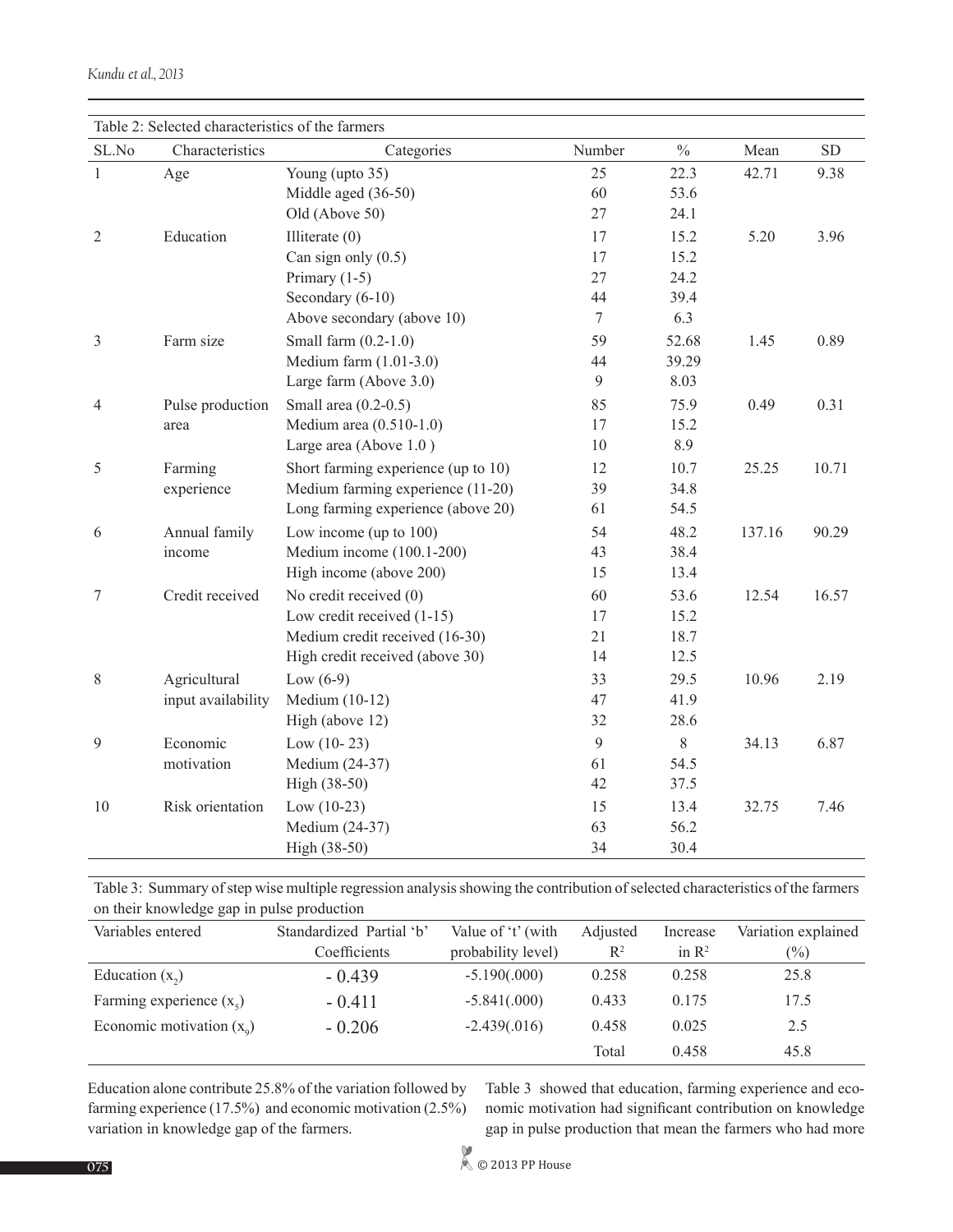Table 2: Selected characteristics of the farmers

| SL.No | Characteristics | Categories | Number | % | Mean | SD |
|---|---|---|---|---|---|---|
| 1 | Age | Young (upto 35) | 25 | 22.3 | 42.71 | 9.38 |
| | | Middle aged (36-50) | 60 | 53.6 | | |
| | | Old (Above 50) | 27 | 24.1 | | |
| 2 | Education | Illiterate (0) | 17 | 15.2 | 5.20 | 3.96 |
| | | Can sign only (0.5) | 17 | 15.2 | | |
| | | Primary (1-5) | 27 | 24.2 | | |
| | | Secondary (6-10) | 44 | 39.4 | | |
| | | Above secondary (above 10) | 7 | 6.3 | | |
| 3 | Farm size | Small farm (0.2-1.0) | 59 | 52.68 | 1.45 | 0.89 |
| | | Medium farm (1.01-3.0) | 44 | 39.29 | | |
| | | Large farm (Above 3.0) | 9 | 8.03 | | |
| 4 | Pulse production area | Small area (0.2-0.5) | 85 | 75.9 | 0.49 | 0.31 |
| | | Medium area (0.510-1.0) | 17 | 15.2 | | |
| | | Large area (Above 1.0 ) | 10 | 8.9 | | |
| 5 | Farming experience | Short farming experience (up to 10) | 12 | 10.7 | 25.25 | 10.71 |
| | | Medium farming experience (11-20) | 39 | 34.8 | | |
| | | Long farming experience (above 20) | 61 | 54.5 | | |
| 6 | Annual family income | Low income (up to 100) | 54 | 48.2 | 137.16 | 90.29 |
| | | Medium income (100.1-200) | 43 | 38.4 | | |
| | | High income (above 200) | 15 | 13.4 | | |
| 7 | Credit received | No credit received (0) | 60 | 53.6 | 12.54 | 16.57 |
| | | Low credit received (1-15) | 17 | 15.2 | | |
| | | Medium credit received (16-30) | 21 | 18.7 | | |
| | | High credit received (above 30) | 14 | 12.5 | | |
| 8 | Agricultural input availability | Low (6-9) | 33 | 29.5 | 10.96 | 2.19 |
| | | Medium (10-12) | 47 | 41.9 | | |
| | | High (above 12) | 32 | 28.6 | | |
| 9 | Economic motivation | Low (10- 23) | 9 | 8 | 34.13 | 6.87 |
| | | Medium (24-37) | 61 | 54.5 | | |
| | | High (38-50) | 42 | 37.5 | | |
| 10 | Risk orientation | Low (10-23) | 15 | 13.4 | 32.75 | 7.46 |
| | | Medium (24-37) | 63 | 56.2 | | |
| | | High (38-50) | 34 | 30.4 | | |

Table 3: Summary of step wise multiple regression analysis showing the contribution of selected characteristics of the farmers on their knowledge gap in pulse production

| Variables entered | Standardized Partial 'b' Coefficients | Value of 't' (with probability level) | Adjusted $R^2$ | Increase in $R^2$ | Variation explained (%) |
|---|---|---|---|---|---|
| Education ($x_2$) | - 0.439 | -5.190(.000) | 0.258 | 0.258 | 25.8 |
| Farming experience ($x_5$) | - 0.411 | -5.841(.000) | 0.433 | 0.175 | 17.5 |
| Economic motivation ($x_9$) | - 0.206 | -2.439(.016) | 0.458 | 0.025 | 2.5 |
| | | | Total | 0.458 | 45.8 |

Education alone contribute 25.8% of the variation followed by farming experience (17.5%) and economic motivation (2.5%) variation in knowledge gap of the farmers.

Table 3 showed that education, farming experience and economic motivation had significant contribution on knowledge gap in pulse production that mean the farmers who had more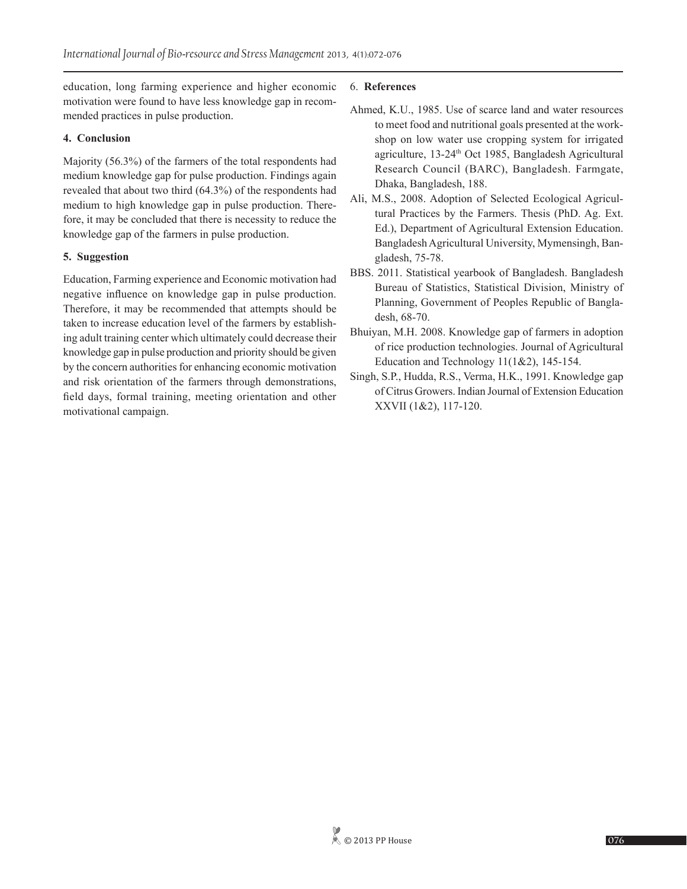education, long farming experience and higher economic motivation were found to have less knowledge gap in recommended practices in pulse production.

## 4. Conclusion

Majority (56.3%) of the farmers of the total respondents had medium knowledge gap for pulse production. Findings again revealed that about two third (64.3%) of the respondents had medium to high knowledge gap in pulse production. Therefore, it may be concluded that there is necessity to reduce the knowledge gap of the farmers in pulse production.

## 5. Suggestion

Education, Farming experience and Economic motivation had negative influence on knowledge gap in pulse production. Therefore, it may be recommended that attempts should be taken to increase education level of the farmers by establishing adult training center which ultimately could decrease their knowledge gap in pulse production and priority should be given by the concern authorities for enhancing economic motivation and risk orientation of the farmers through demonstrations, field days, formal training, meeting orientation and other motivational campaign.

## 6. References

Ahmed, K.U., 1985. Use of scarce land and water resources to meet food and nutritional goals presented at the workshop on low water use cropping system for irrigated agriculture, 13-24th Oct 1985, Bangladesh Agricultural Research Council (BARC), Bangladesh. Farmgate, Dhaka, Bangladesh, 188.

Ali, M.S., 2008. Adoption of Selected Ecological Agricultural Practices by the Farmers. Thesis (PhD. Ag. Ext. Ed.), Department of Agricultural Extension Education. Bangladesh Agricultural University, Mymensingh, Bangladesh, 75-78.

BBS. 2011. Statistical yearbook of Bangladesh. Bangladesh Bureau of Statistics, Statistical Division, Ministry of Planning, Government of Peoples Republic of Bangladesh, 68-70.

Bhuiyan, M.H. 2008. Knowledge gap of farmers in adoption of rice production technologies. Journal of Agricultural Education and Technology 11(1&2), 145-154.

Singh, S.P., Hudda, R.S., Verma, H.K., 1991. Knowledge gap of Citrus Growers. Indian Journal of Extension Education XXVII (1&2), 117-120.